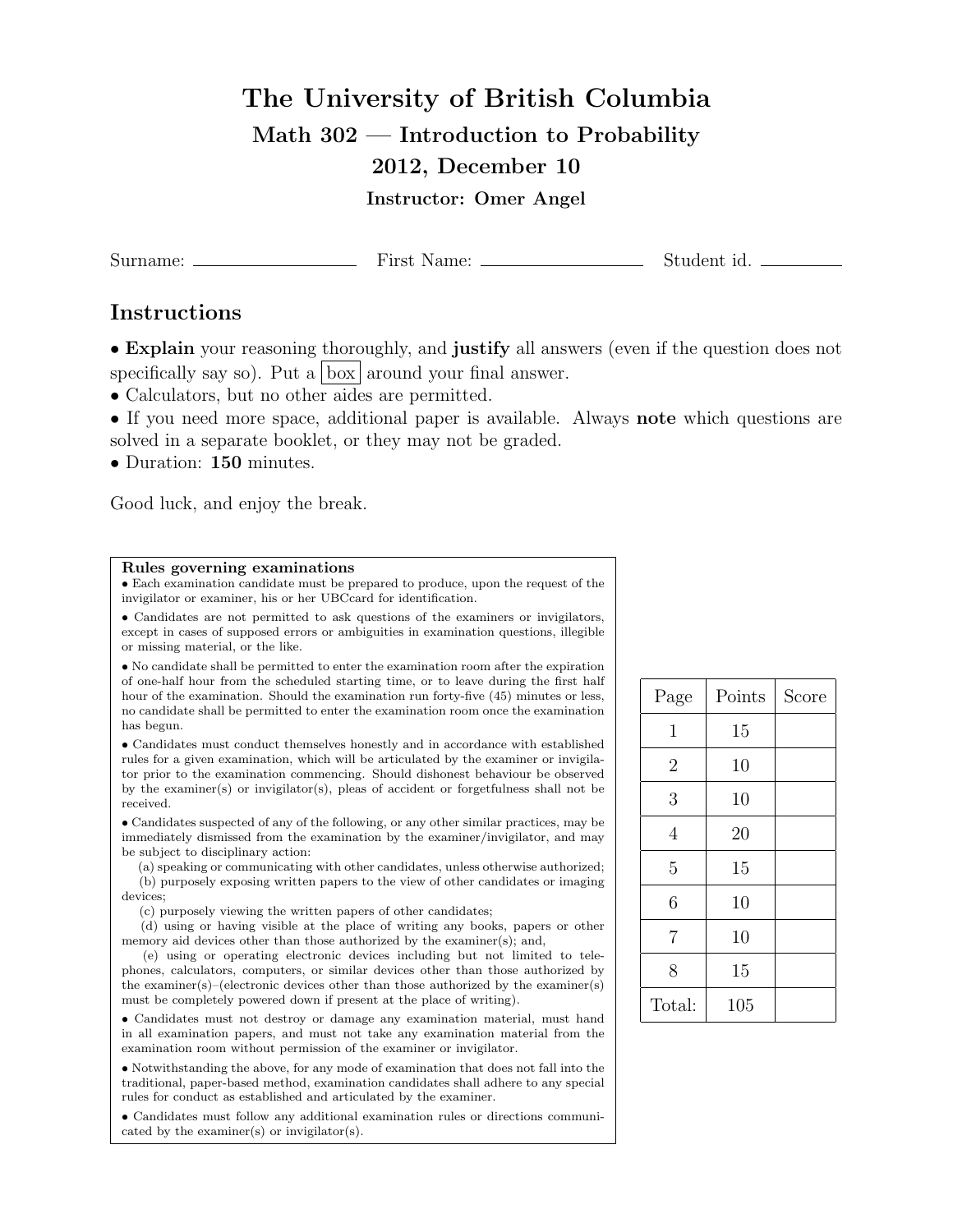# The University of British Columbia

## Math 302 — Introduction to Probability

## 2012, December 10

### Instructor: Omer Angel

Surname: ________________ First Name: ________________ Student id. __________

## Instructions

• **Explain** your reasoning thoroughly, and **justify** all answers (even if the question does not specifically say so). Put a box around your final answer.

• Calculators, but no other aides are permitted.

• If you need more space, additional paper is available. Always **note** which questions are solved in a separate booklet, or they may not be graded.

• Duration: **150** minutes.

Good luck, and enjoy the break.

**Rules governing examinations**

• Each examination candidate must be prepared to produce, upon the request of the invigilator or examiner, his or her UBCcard for identification.

• Candidates are not permitted to ask questions of the examiners or invigilators, except in cases of supposed errors or ambiguities in examination questions, illegible or missing material, or the like.

• No candidate shall be permitted to enter the examination room after the expiration of one-half hour from the scheduled starting time, or to leave during the first half hour of the examination. Should the examination run forty-five (45) minutes or less, no candidate shall be permitted to enter the examination room once the examination has begun.

• Candidates must conduct themselves honestly and in accordance with established rules for a given examination, which will be articulated by the examiner or invigilator prior to the examination commencing. Should dishonest behaviour be observed by the examiner(s) or invigilator(s), pleas of accident or forgetfulness shall not be received.

• Candidates suspected of any of the following, or any other similar practices, may be immediately dismissed from the examination by the examiner/invigilator, and may be subject to disciplinary action:

(a) speaking or communicating with other candidates, unless otherwise authorized;

(b) purposely exposing written papers to the view of other candidates or imaging devices;

(c) purposely viewing the written papers of other candidates;

(d) using or having visible at the place of writing any books, papers or other memory aid devices other than those authorized by the examiner(s); and,

(e) using or operating electronic devices including but not limited to telephones, calculators, computers, or similar devices other than those authorized by the examiner(s)–(electronic devices other than those authorized by the examiner(s) must be completely powered down if present at the place of writing).

• Candidates must not destroy or damage any examination material, must hand in all examination papers, and must not take any examination material from the examination room without permission of the examiner or invigilator.

• Notwithstanding the above, for any mode of examination that does not fall into the traditional, paper-based method, examination candidates shall adhere to any special rules for conduct as established and articulated by the examiner.

• Candidates must follow any additional examination rules or directions communicated by the examiner(s) or invigilator(s).

| Page | Points | Score |
|---|---|---|
| 1 | 15 | |
| 2 | 10 | |
| 3 | 10 | |
| 4 | 20 | |
| 5 | 15 | |
| 6 | 10 | |
| 7 | 10 | |
| 8 | 15 | |
| Total: | 105 | |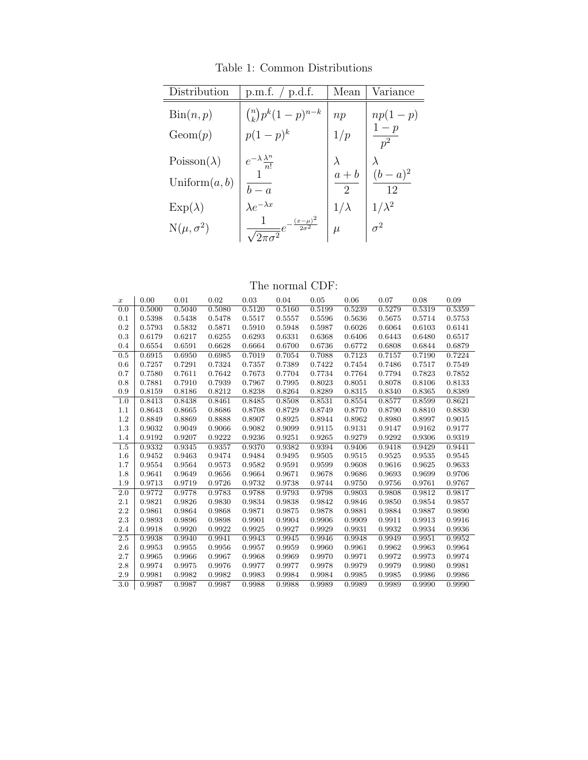Table 1: Common Distributions

| Distribution | p.m.f. / p.d.f. | Mean | Variance |
|---|---|---|---|
| $\mathrm{Bin}(n,p)$ | $\binom{n}{k}p^k(1-p)^{n-k}$ | $np$ | $np(1-p)$ |
| $\mathrm{Geom}(p)$ | $p(1-p)^k$ | $1/p$ | $\dfrac{1-p}{p^2}$ |
| $\mathrm{Poisson}(\lambda)$ | $e^{-\lambda}\frac{\lambda^n}{n!}$ | $\lambda$ | $\lambda$ |
| $\mathrm{Uniform}(a,b)$ | $\dfrac{1}{b-a}$ | $\dfrac{a+b}{2}$ | $\dfrac{(b-a)^2}{12}$ |
| $\mathrm{Exp}(\lambda)$ | $\lambda e^{-\lambda x}$ | $1/\lambda$ | $1/\lambda^2$ |
| $\mathrm{N}(\mu,\sigma^2)$ | $\dfrac{1}{\sqrt{2\pi\sigma^2}}e^{-\frac{(x-\mu)^2}{2\sigma^2}}$ | $\mu$ | $\sigma^2$ |

The normal CDF:

| $x$ | 0.00 | 0.01 | 0.02 | 0.03 | 0.04 | 0.05 | 0.06 | 0.07 | 0.08 | 0.09 |
|---|---|---|---|---|---|---|---|---|---|---|
| 0.0 | 0.5000 | 0.5040 | 0.5080 | 0.5120 | 0.5160 | 0.5199 | 0.5239 | 0.5279 | 0.5319 | 0.5359 |
| 0.1 | 0.5398 | 0.5438 | 0.5478 | 0.5517 | 0.5557 | 0.5596 | 0.5636 | 0.5675 | 0.5714 | 0.5753 |
| 0.2 | 0.5793 | 0.5832 | 0.5871 | 0.5910 | 0.5948 | 0.5987 | 0.6026 | 0.6064 | 0.6103 | 0.6141 |
| 0.3 | 0.6179 | 0.6217 | 0.6255 | 0.6293 | 0.6331 | 0.6368 | 0.6406 | 0.6443 | 0.6480 | 0.6517 |
| 0.4 | 0.6554 | 0.6591 | 0.6628 | 0.6664 | 0.6700 | 0.6736 | 0.6772 | 0.6808 | 0.6844 | 0.6879 |
| 0.5 | 0.6915 | 0.6950 | 0.6985 | 0.7019 | 0.7054 | 0.7088 | 0.7123 | 0.7157 | 0.7190 | 0.7224 |
| 0.6 | 0.7257 | 0.7291 | 0.7324 | 0.7357 | 0.7389 | 0.7422 | 0.7454 | 0.7486 | 0.7517 | 0.7549 |
| 0.7 | 0.7580 | 0.7611 | 0.7642 | 0.7673 | 0.7704 | 0.7734 | 0.7764 | 0.7794 | 0.7823 | 0.7852 |
| 0.8 | 0.7881 | 0.7910 | 0.7939 | 0.7967 | 0.7995 | 0.8023 | 0.8051 | 0.8078 | 0.8106 | 0.8133 |
| 0.9 | 0.8159 | 0.8186 | 0.8212 | 0.8238 | 0.8264 | 0.8289 | 0.8315 | 0.8340 | 0.8365 | 0.8389 |
| 1.0 | 0.8413 | 0.8438 | 0.8461 | 0.8485 | 0.8508 | 0.8531 | 0.8554 | 0.8577 | 0.8599 | 0.8621 |
| 1.1 | 0.8643 | 0.8665 | 0.8686 | 0.8708 | 0.8729 | 0.8749 | 0.8770 | 0.8790 | 0.8810 | 0.8830 |
| 1.2 | 0.8849 | 0.8869 | 0.8888 | 0.8907 | 0.8925 | 0.8944 | 0.8962 | 0.8980 | 0.8997 | 0.9015 |
| 1.3 | 0.9032 | 0.9049 | 0.9066 | 0.9082 | 0.9099 | 0.9115 | 0.9131 | 0.9147 | 0.9162 | 0.9177 |
| 1.4 | 0.9192 | 0.9207 | 0.9222 | 0.9236 | 0.9251 | 0.9265 | 0.9279 | 0.9292 | 0.9306 | 0.9319 |
| 1.5 | 0.9332 | 0.9345 | 0.9357 | 0.9370 | 0.9382 | 0.9394 | 0.9406 | 0.9418 | 0.9429 | 0.9441 |
| 1.6 | 0.9452 | 0.9463 | 0.9474 | 0.9484 | 0.9495 | 0.9505 | 0.9515 | 0.9525 | 0.9535 | 0.9545 |
| 1.7 | 0.9554 | 0.9564 | 0.9573 | 0.9582 | 0.9591 | 0.9599 | 0.9608 | 0.9616 | 0.9625 | 0.9633 |
| 1.8 | 0.9641 | 0.9649 | 0.9656 | 0.9664 | 0.9671 | 0.9678 | 0.9686 | 0.9693 | 0.9699 | 0.9706 |
| 1.9 | 0.9713 | 0.9719 | 0.9726 | 0.9732 | 0.9738 | 0.9744 | 0.9750 | 0.9756 | 0.9761 | 0.9767 |
| 2.0 | 0.9772 | 0.9778 | 0.9783 | 0.9788 | 0.9793 | 0.9798 | 0.9803 | 0.9808 | 0.9812 | 0.9817 |
| 2.1 | 0.9821 | 0.9826 | 0.9830 | 0.9834 | 0.9838 | 0.9842 | 0.9846 | 0.9850 | 0.9854 | 0.9857 |
| 2.2 | 0.9861 | 0.9864 | 0.9868 | 0.9871 | 0.9875 | 0.9878 | 0.9881 | 0.9884 | 0.9887 | 0.9890 |
| 2.3 | 0.9893 | 0.9896 | 0.9898 | 0.9901 | 0.9904 | 0.9906 | 0.9909 | 0.9911 | 0.9913 | 0.9916 |
| 2.4 | 0.9918 | 0.9920 | 0.9922 | 0.9925 | 0.9927 | 0.9929 | 0.9931 | 0.9932 | 0.9934 | 0.9936 |
| 2.5 | 0.9938 | 0.9940 | 0.9941 | 0.9943 | 0.9945 | 0.9946 | 0.9948 | 0.9949 | 0.9951 | 0.9952 |
| 2.6 | 0.9953 | 0.9955 | 0.9956 | 0.9957 | 0.9959 | 0.9960 | 0.9961 | 0.9962 | 0.9963 | 0.9964 |
| 2.7 | 0.9965 | 0.9966 | 0.9967 | 0.9968 | 0.9969 | 0.9970 | 0.9971 | 0.9972 | 0.9973 | 0.9974 |
| 2.8 | 0.9974 | 0.9975 | 0.9976 | 0.9977 | 0.9977 | 0.9978 | 0.9979 | 0.9979 | 0.9980 | 0.9981 |
| 2.9 | 0.9981 | 0.9982 | 0.9982 | 0.9983 | 0.9984 | 0.9984 | 0.9985 | 0.9985 | 0.9986 | 0.9986 |
| 3.0 | 0.9987 | 0.9987 | 0.9987 | 0.9988 | 0.9988 | 0.9989 | 0.9989 | 0.9989 | 0.9990 | 0.9990 |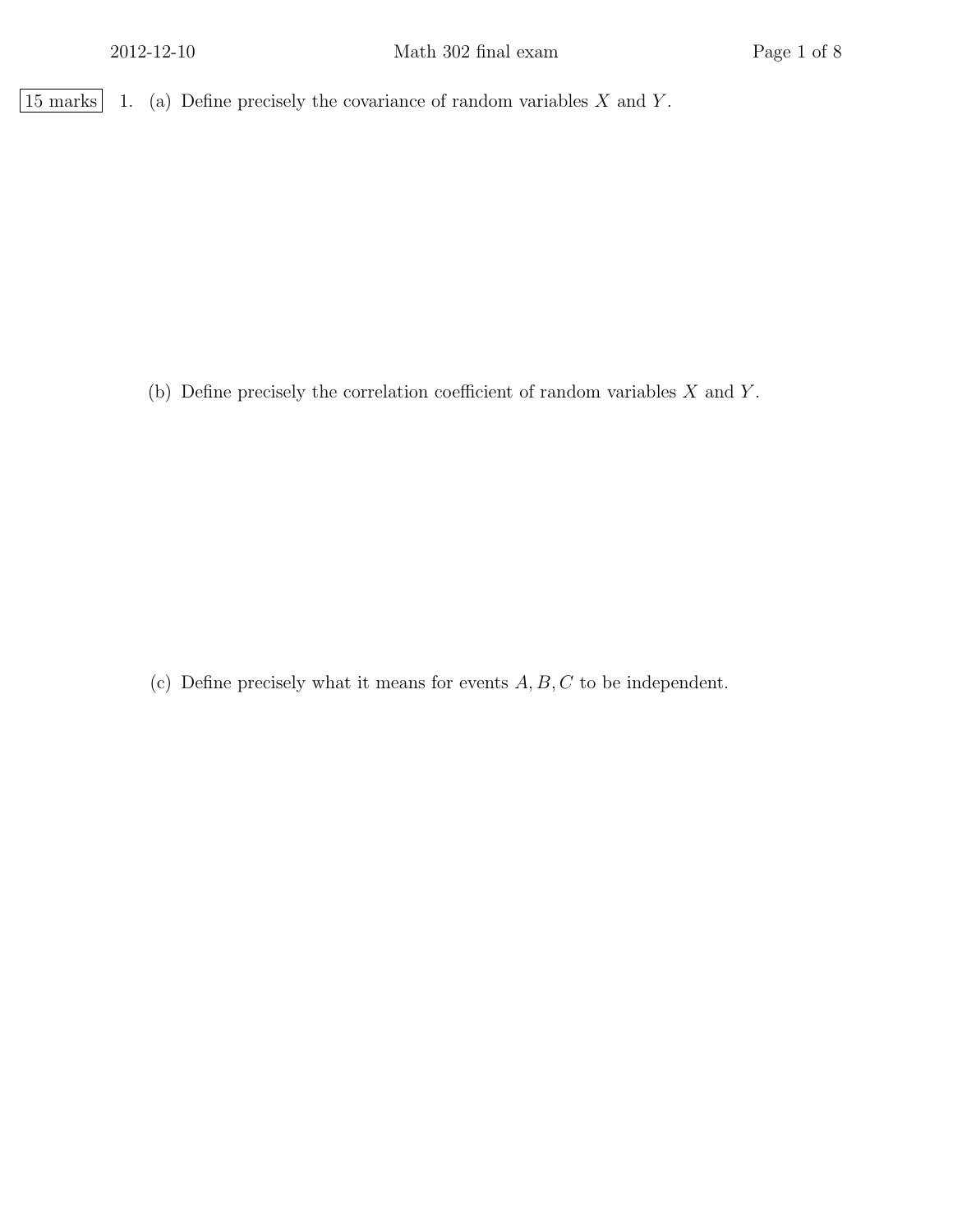15 marks

1. (a) Define precisely the covariance of random variables $X$ and $Y$.

(b) Define precisely the correlation coefficient of random variables $X$ and $Y$.

(c) Define precisely what it means for events $A, B, C$ to be independent.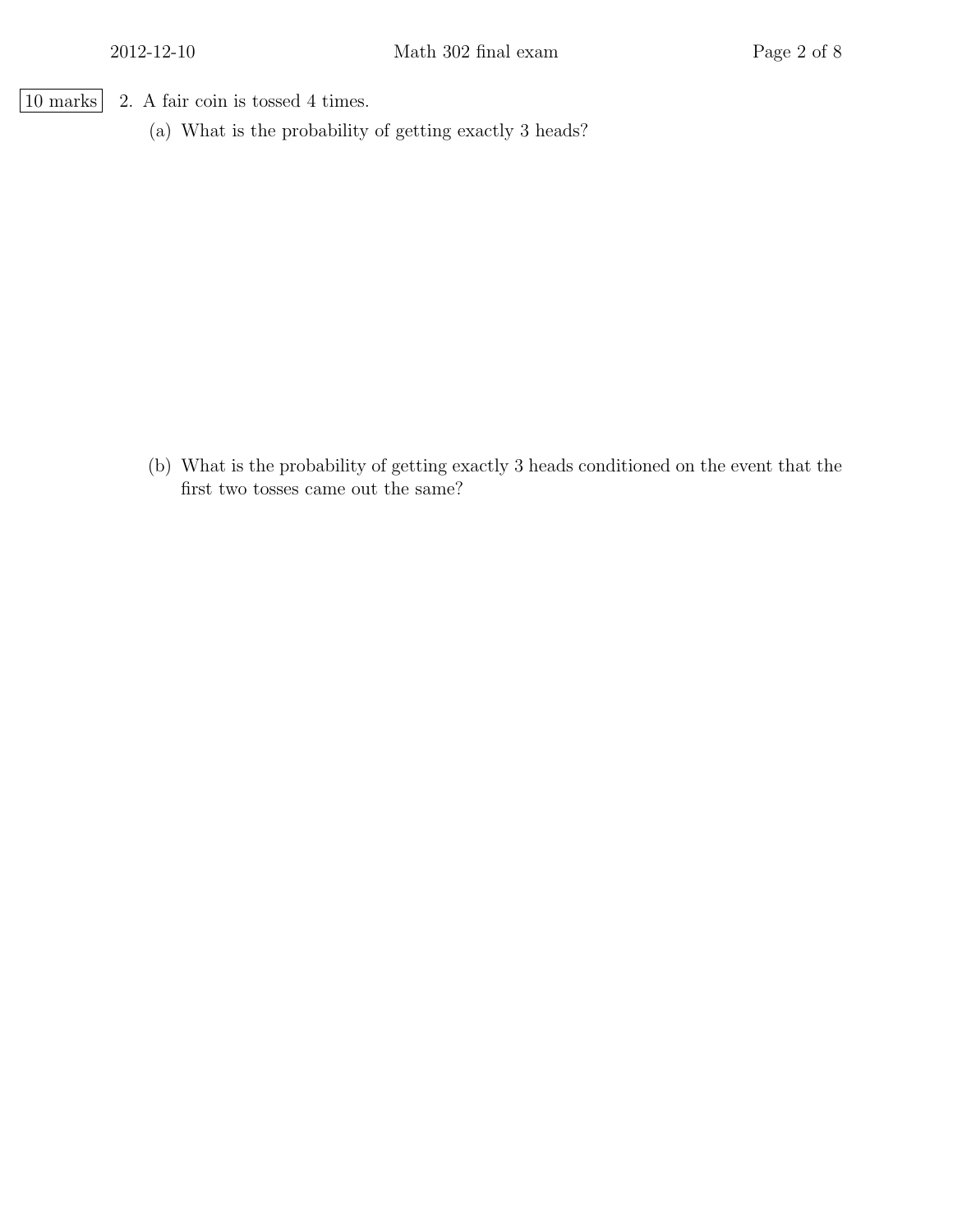10 marks 2. A fair coin is tossed 4 times.

(a) What is the probability of getting exactly 3 heads?

(b) What is the probability of getting exactly 3 heads conditioned on the event that the first two tosses came out the same?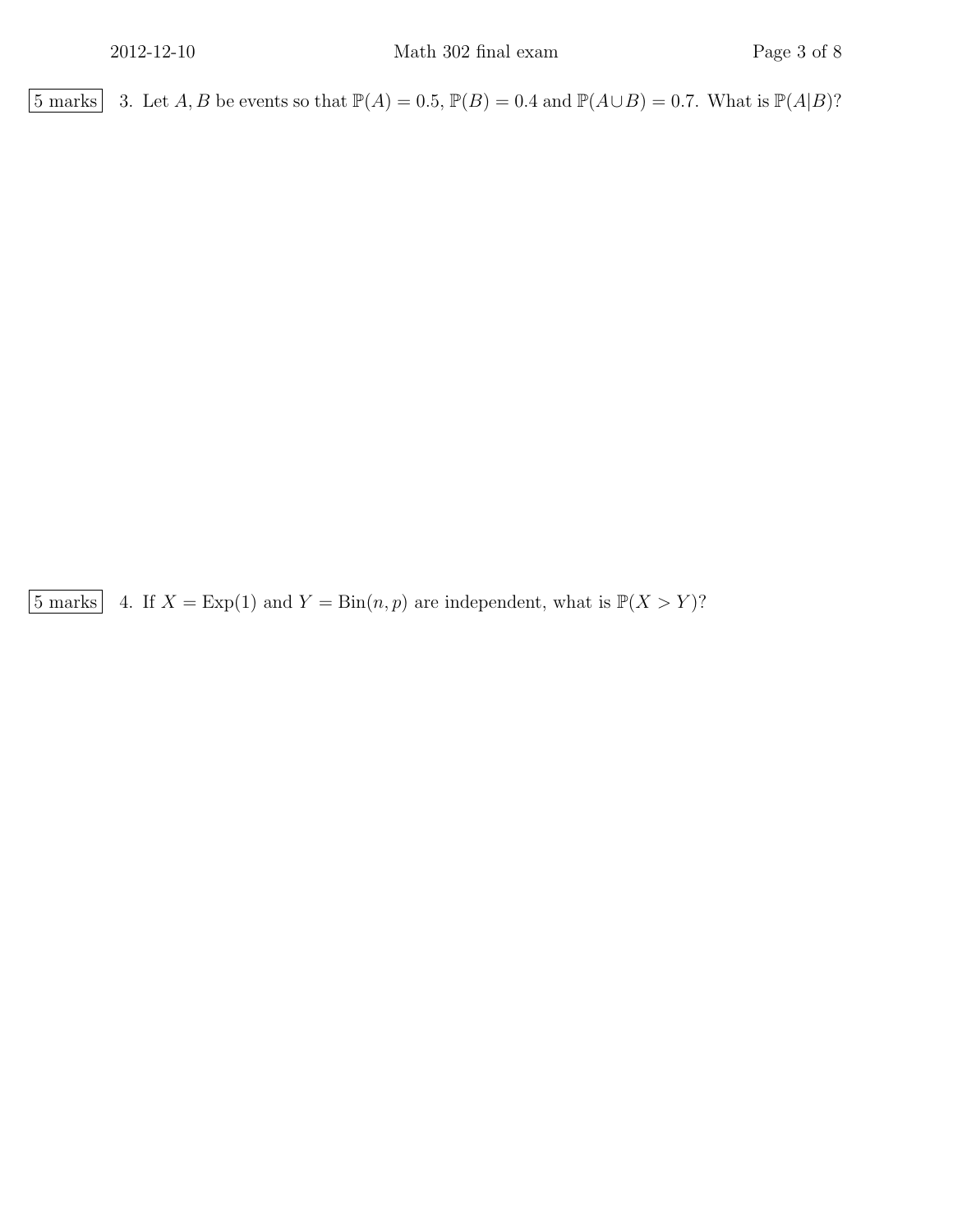5 marks 3. Let $A, B$ be events so that $\mathbb{P}(A) = 0.5$, $\mathbb{P}(B) = 0.4$ and $\mathbb{P}(A \cup B) = 0.7$. What is $\mathbb{P}(A|B)$?

5 marks 4. If $X = \text{Exp}(1)$ and $Y = \text{Bin}(n, p)$ are independent, what is $\mathbb{P}(X > Y)$?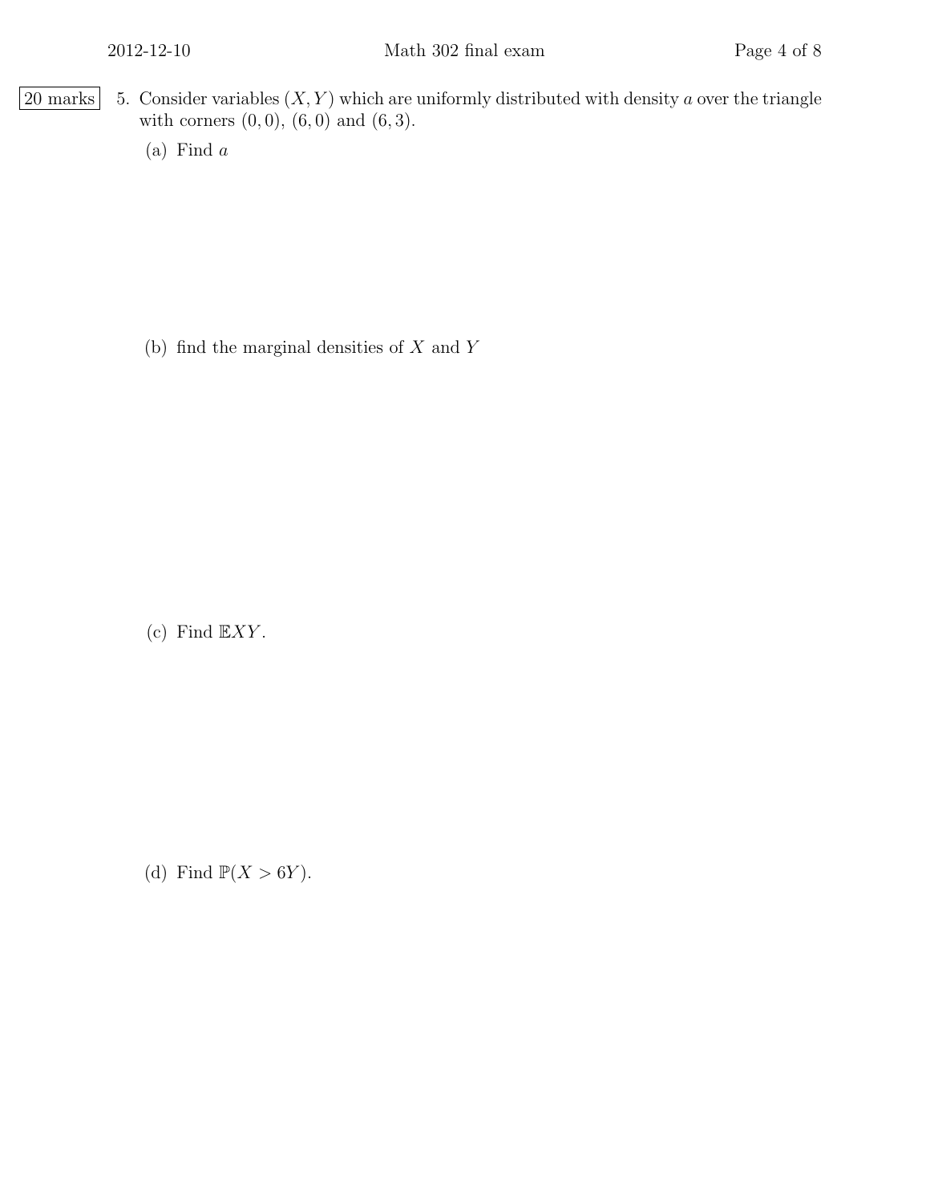20 marks

5. Consider variables $(X, Y)$ which are uniformly distributed with density $a$ over the triangle with corners $(0, 0)$, $(6, 0)$ and $(6, 3)$.

   (a) Find $a$

   (b) find the marginal densities of $X$ and $Y$

   (c) Find $\mathbb{E}XY$.

   (d) Find $\mathbb{P}(X > 6Y)$.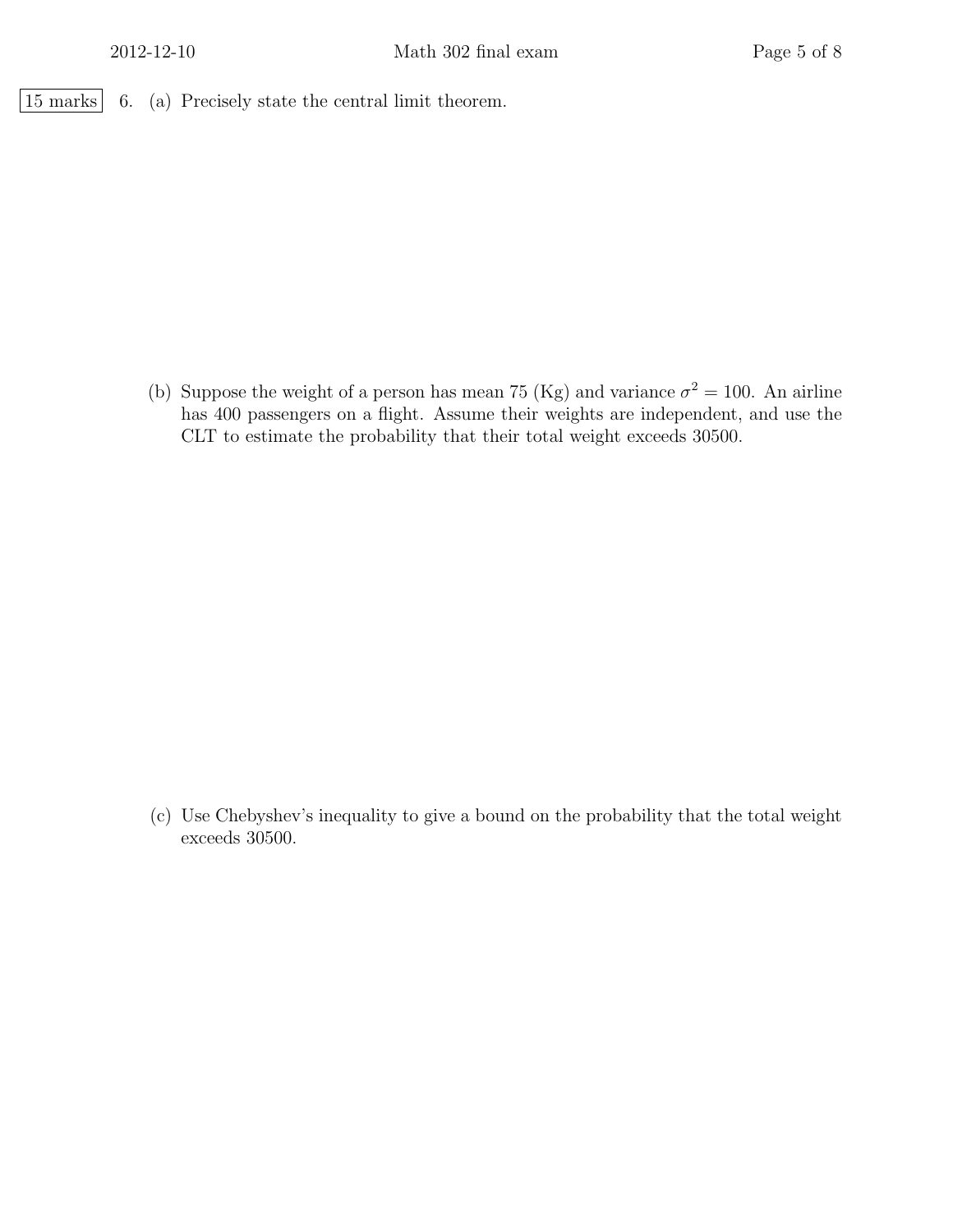15 marks 6. (a) Precisely state the central limit theorem.

(b) Suppose the weight of a person has mean 75 (Kg) and variance $\sigma^2 = 100$. An airline has 400 passengers on a flight. Assume their weights are independent, and use the CLT to estimate the probability that their total weight exceeds 30500.

(c) Use Chebyshev's inequality to give a bound on the probability that the total weight exceeds 30500.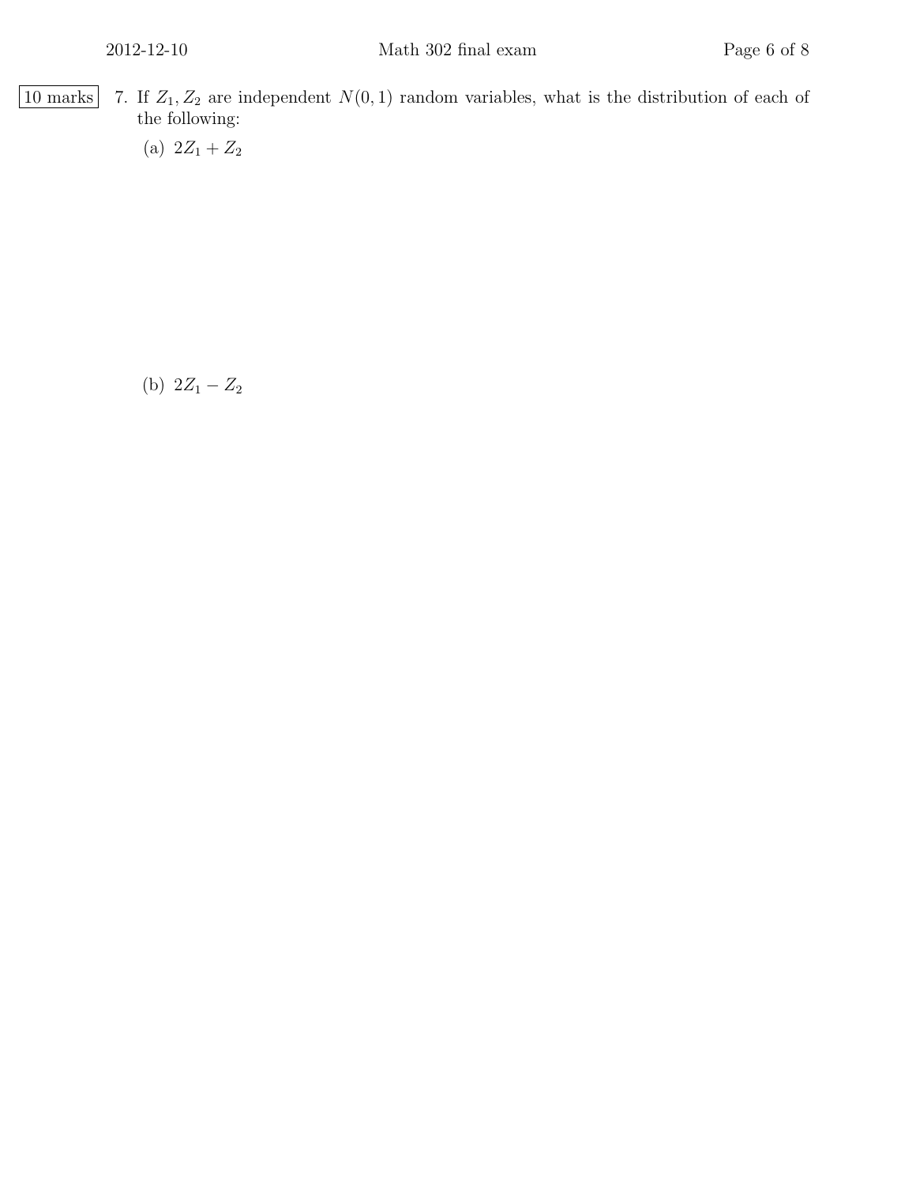10 marks

7. If $Z_1, Z_2$ are independent $N(0,1)$ random variables, what is the distribution of each of the following:

   (a) $2Z_1 + Z_2$

   (b) $2Z_1 - Z_2$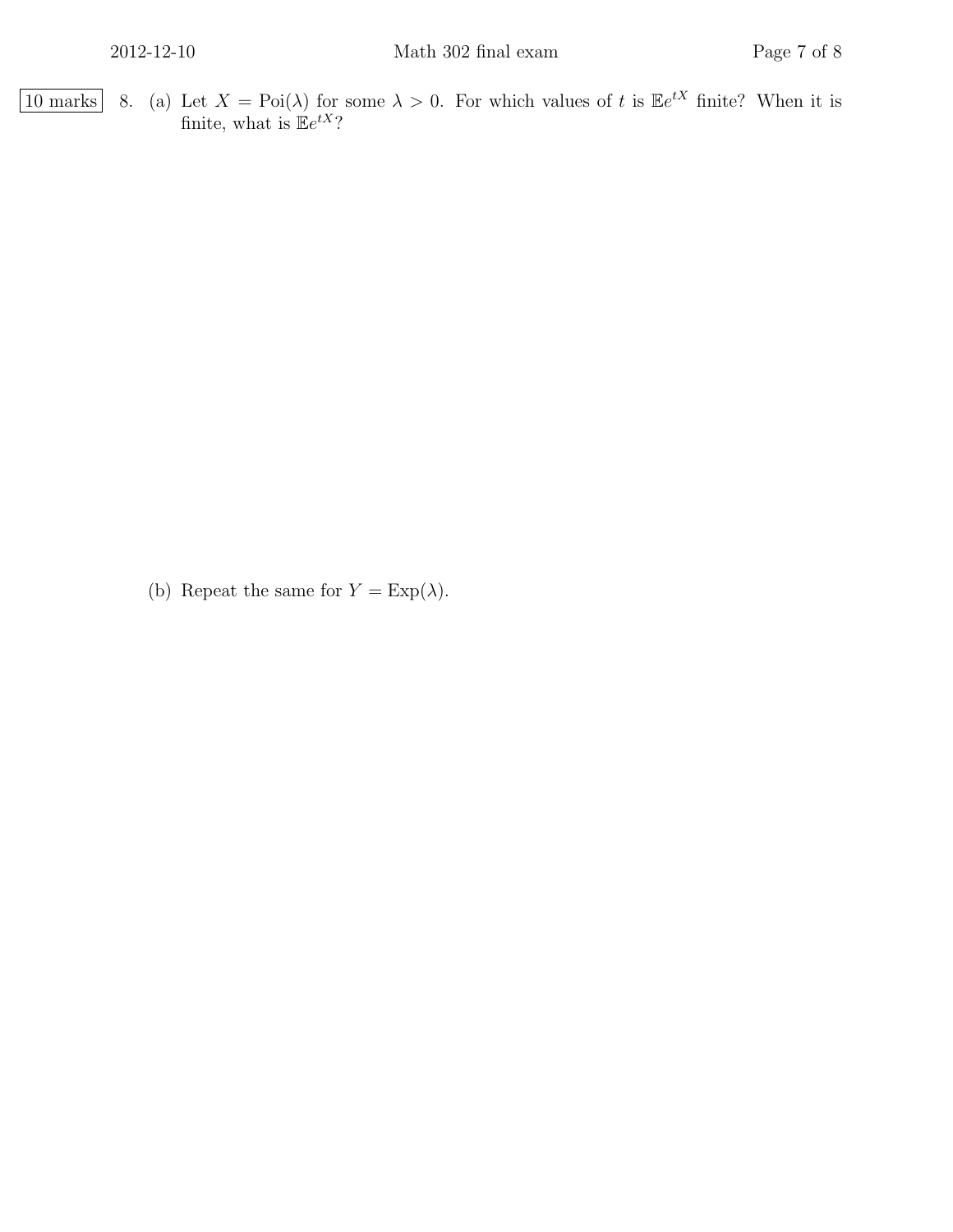10 marks 8. (a) Let $X = \text{Poi}(\lambda)$ for some $\lambda > 0$. For which values of $t$ is $\mathbb{E}e^{tX}$ finite? When it is finite, what is $\mathbb{E}e^{tX}$?

(b) Repeat the same for $Y = \text{Exp}(\lambda)$.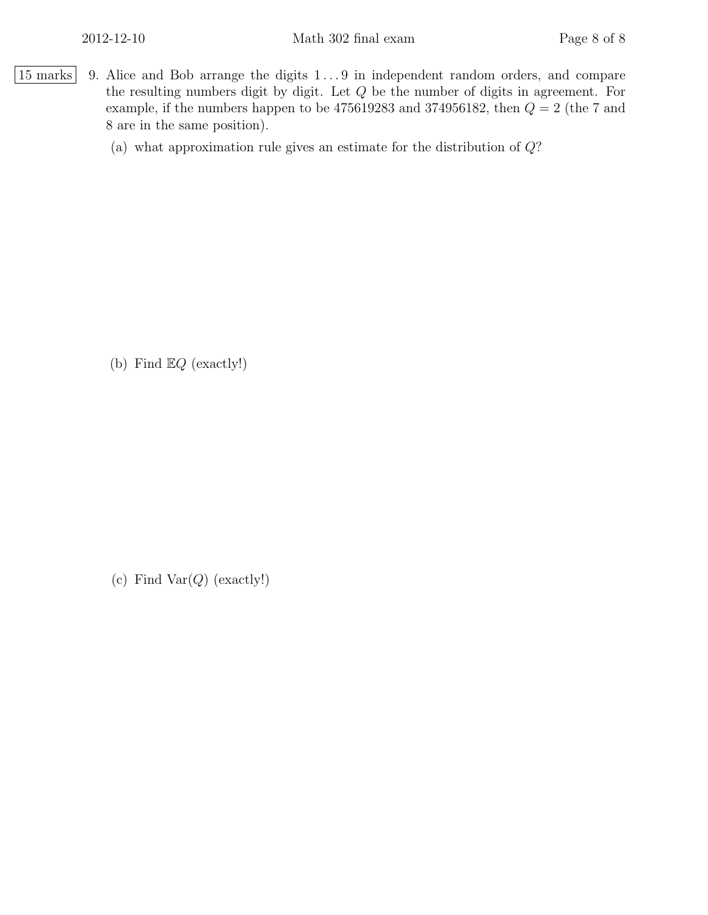15 marks

9. Alice and Bob arrange the digits $1 \ldots 9$ in independent random orders, and compare the resulting numbers digit by digit. Let $Q$ be the number of digits in agreement. For example, if the numbers happen to be 475619283 and 374956182, then $Q = 2$ (the 7 and 8 are in the same position).

   (a) what approximation rule gives an estimate for the distribution of $Q$?

   (b) Find $\mathbb{E}Q$ (exactly!)

   (c) Find $\text{Var}(Q)$ (exactly!)